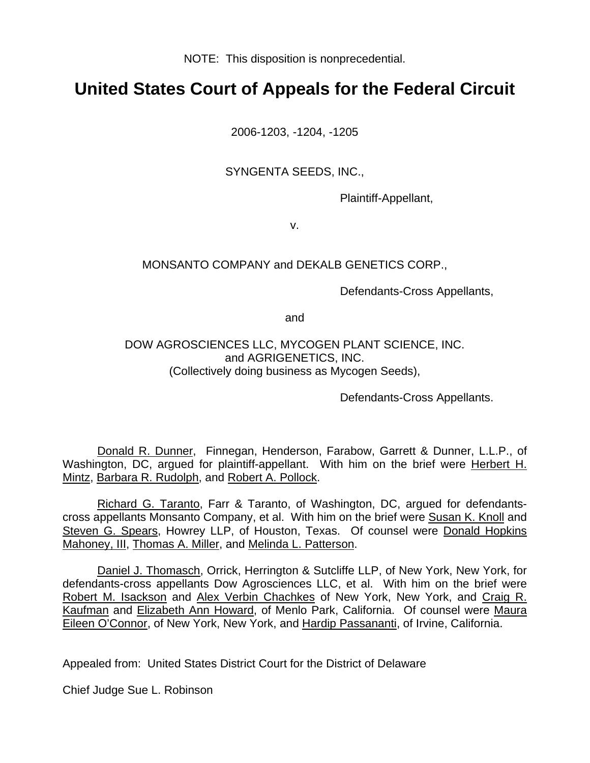NOTE: This disposition is nonprecedential.

# United States Court of Appeals for the Federal Circuit

2006-1203, -1204, -1205

SYNGENTA SEEDS, INC.,

Plaintiff-Appellant,

v.

MONSANTO COMPANY and DEKALB GENETICS CORP.,

Defendants-Cross Appellants,

and

DOW AGROSCIENCES LLC, MYCOGEN PLANT SCIENCE, INC.
and AGRIGENETICS, INC.
(Collectively doing business as Mycogen Seeds),

Defendants-Cross Appellants.

Donald R. Dunner, Finnegan, Henderson, Farabow, Garrett & Dunner, L.L.P., of Washington, DC, argued for plaintiff-appellant. With him on the brief were Herbert H. Mintz, Barbara R. Rudolph, and Robert A. Pollock.

Richard G. Taranto, Farr & Taranto, of Washington, DC, argued for defendants-cross appellants Monsanto Company, et al. With him on the brief were Susan K. Knoll and Steven G. Spears, Howrey LLP, of Houston, Texas. Of counsel were Donald Hopkins Mahoney, III, Thomas A. Miller, and Melinda L. Patterson.

Daniel J. Thomasch, Orrick, Herrington & Sutcliffe LLP, of New York, New York, for defendants-cross appellants Dow Agrosciences LLC, et al. With him on the brief were Robert M. Isackson and Alex Verbin Chachkes of New York, New York, and Craig R. Kaufman and Elizabeth Ann Howard, of Menlo Park, California. Of counsel were Maura Eileen O'Connor, of New York, New York, and Hardip Passananti, of Irvine, California.

Appealed from: United States District Court for the District of Delaware

Chief Judge Sue L. Robinson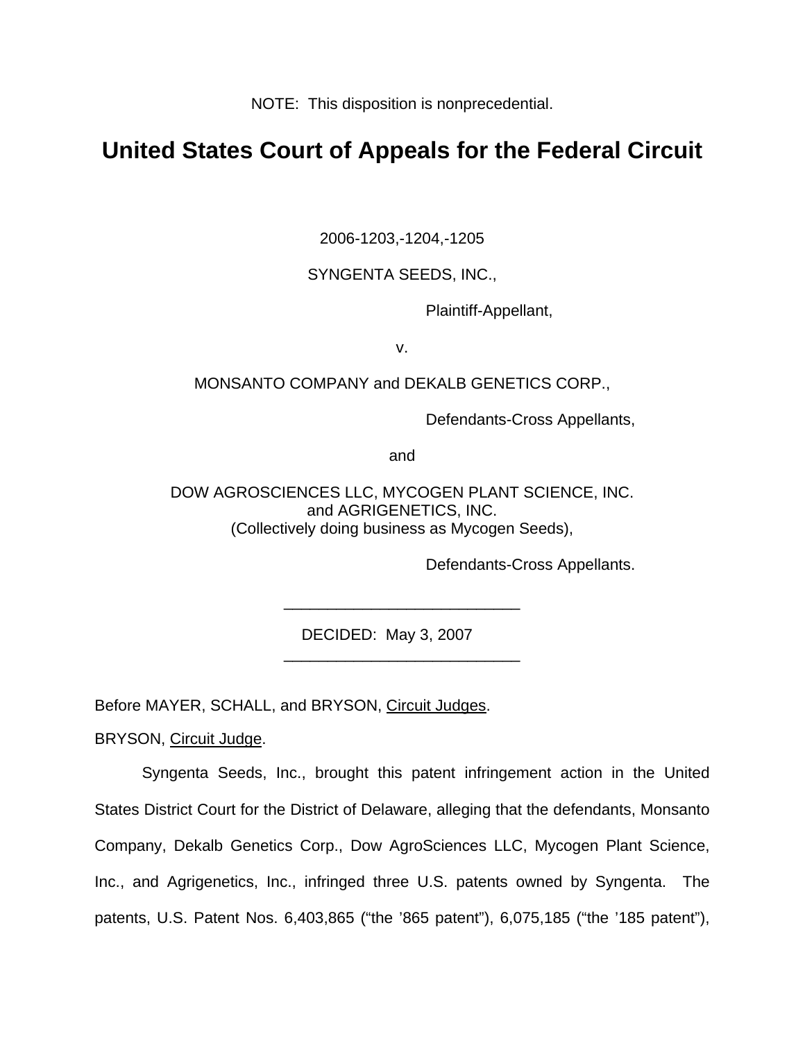NOTE: This disposition is nonprecedential.

# United States Court of Appeals for the Federal Circuit

2006-1203,-1204,-1205

SYNGENTA SEEDS, INC.,

Plaintiff-Appellant,

v.

MONSANTO COMPANY and DEKALB GENETICS CORP.,

Defendants-Cross Appellants,

and

DOW AGROSCIENCES LLC, MYCOGEN PLANT SCIENCE, INC.
and AGRIGENETICS, INC.
(Collectively doing business as Mycogen Seeds),

Defendants-Cross Appellants.

---

DECIDED: May 3, 2007

---

Before MAYER, SCHALL, and BRYSON, Circuit Judges.

BRYSON, Circuit Judge.

Syngenta Seeds, Inc., brought this patent infringement action in the United States District Court for the District of Delaware, alleging that the defendants, Monsanto Company, Dekalb Genetics Corp., Dow AgroSciences LLC, Mycogen Plant Science, Inc., and Agrigenetics, Inc., infringed three U.S. patents owned by Syngenta. The patents, U.S. Patent Nos. 6,403,865 ("the '865 patent"), 6,075,185 ("the '185 patent"),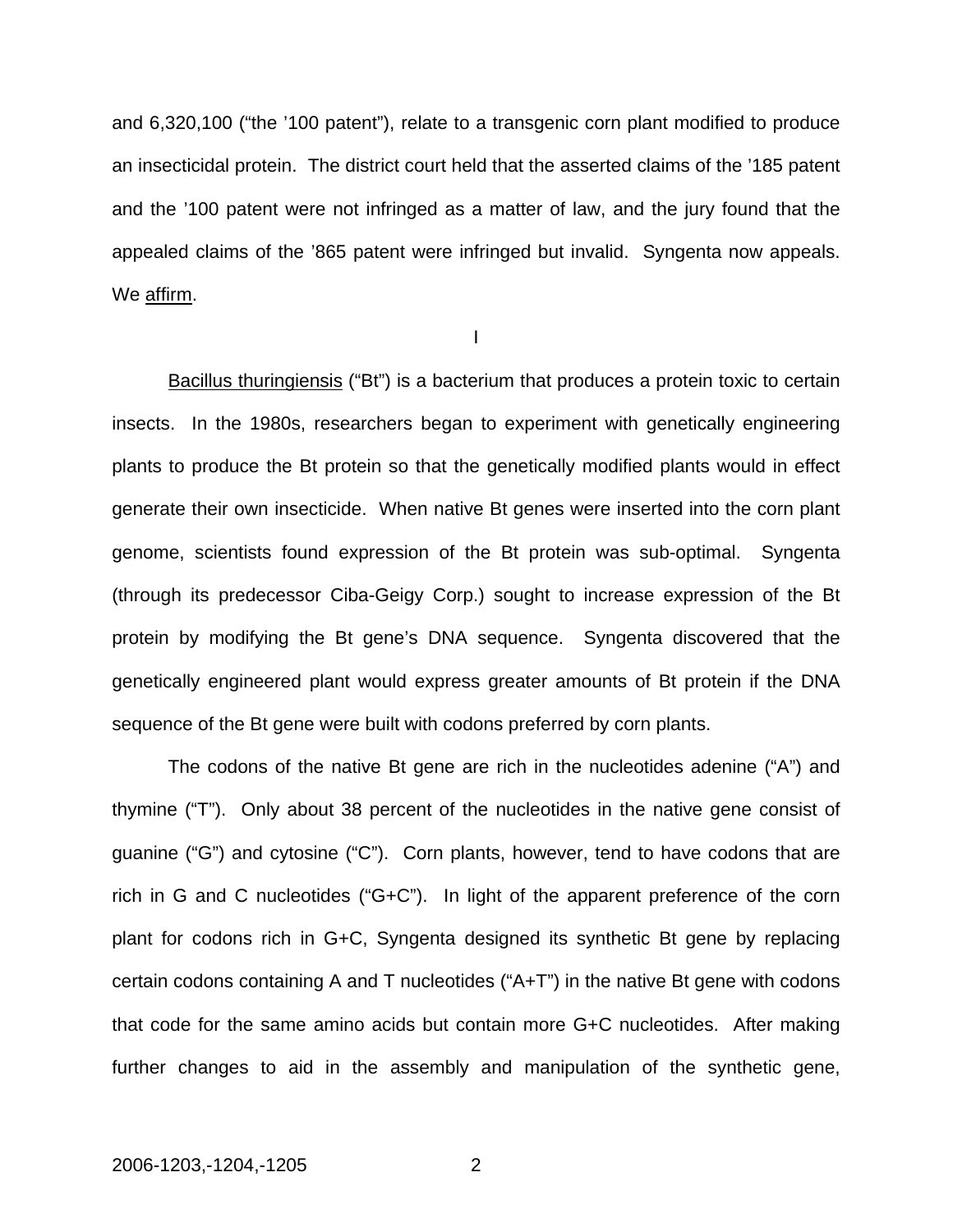and 6,320,100 (“the ’100 patent”), relate to a transgenic corn plant modified to produce an insecticidal protein. The district court held that the asserted claims of the ’185 patent and the ’100 patent were not infringed as a matter of law, and the jury found that the appealed claims of the ’865 patent were infringed but invalid. Syngenta now appeals. We affirm.

I

Bacillus thuringiensis (“Bt”) is a bacterium that produces a protein toxic to certain insects. In the 1980s, researchers began to experiment with genetically engineering plants to produce the Bt protein so that the genetically modified plants would in effect generate their own insecticide. When native Bt genes were inserted into the corn plant genome, scientists found expression of the Bt protein was sub-optimal. Syngenta (through its predecessor Ciba-Geigy Corp.) sought to increase expression of the Bt protein by modifying the Bt gene’s DNA sequence. Syngenta discovered that the genetically engineered plant would express greater amounts of Bt protein if the DNA sequence of the Bt gene were built with codons preferred by corn plants.

The codons of the native Bt gene are rich in the nucleotides adenine (“A”) and thymine (“T”). Only about 38 percent of the nucleotides in the native gene consist of guanine (“G”) and cytosine (“C”). Corn plants, however, tend to have codons that are rich in G and C nucleotides (“G+C”). In light of the apparent preference of the corn plant for codons rich in G+C, Syngenta designed its synthetic Bt gene by replacing certain codons containing A and T nucleotides (“A+T”) in the native Bt gene with codons that code for the same amino acids but contain more G+C nucleotides. After making further changes to aid in the assembly and manipulation of the synthetic gene,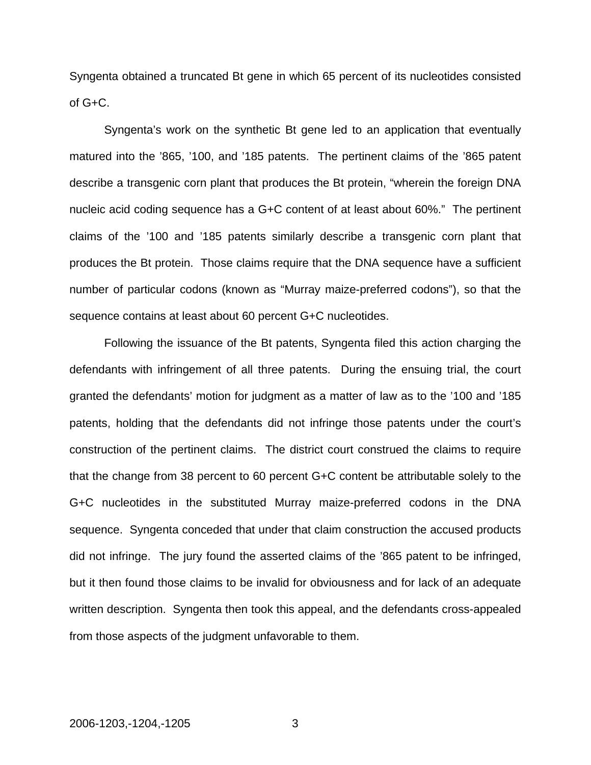Syngenta obtained a truncated Bt gene in which 65 percent of its nucleotides consisted of G+C.

Syngenta's work on the synthetic Bt gene led to an application that eventually matured into the '865, '100, and '185 patents. The pertinent claims of the '865 patent describe a transgenic corn plant that produces the Bt protein, "wherein the foreign DNA nucleic acid coding sequence has a G+C content of at least about 60%." The pertinent claims of the '100 and '185 patents similarly describe a transgenic corn plant that produces the Bt protein. Those claims require that the DNA sequence have a sufficient number of particular codons (known as "Murray maize-preferred codons"), so that the sequence contains at least about 60 percent G+C nucleotides.

Following the issuance of the Bt patents, Syngenta filed this action charging the defendants with infringement of all three patents. During the ensuing trial, the court granted the defendants' motion for judgment as a matter of law as to the '100 and '185 patents, holding that the defendants did not infringe those patents under the court's construction of the pertinent claims. The district court construed the claims to require that the change from 38 percent to 60 percent G+C content be attributable solely to the G+C nucleotides in the substituted Murray maize-preferred codons in the DNA sequence. Syngenta conceded that under that claim construction the accused products did not infringe. The jury found the asserted claims of the '865 patent to be infringed, but it then found those claims to be invalid for obviousness and for lack of an adequate written description. Syngenta then took this appeal, and the defendants cross-appealed from those aspects of the judgment unfavorable to them.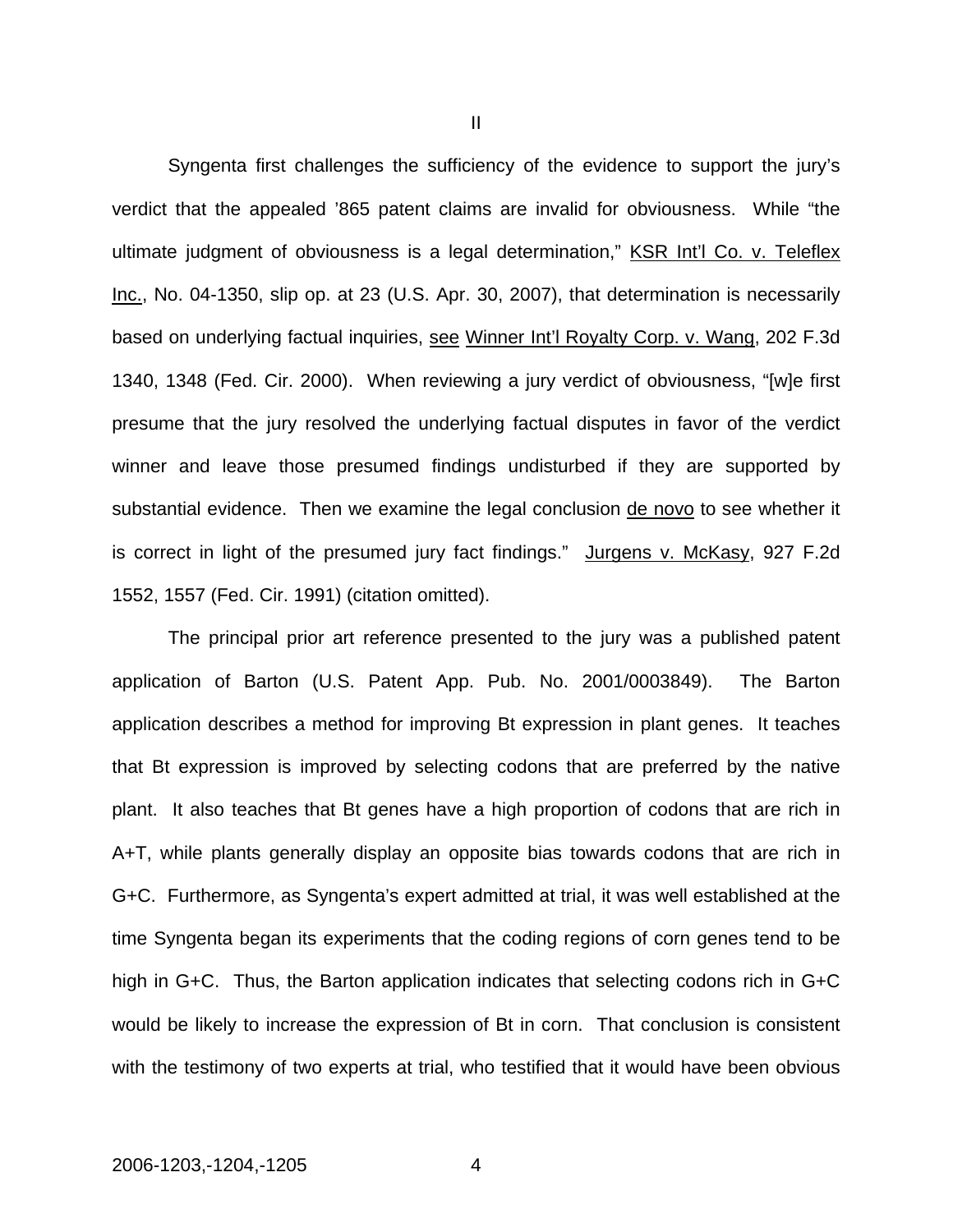II

Syngenta first challenges the sufficiency of the evidence to support the jury's verdict that the appealed '865 patent claims are invalid for obviousness. While "the ultimate judgment of obviousness is a legal determination," KSR Int'l Co. v. Teleflex Inc., No. 04-1350, slip op. at 23 (U.S. Apr. 30, 2007), that determination is necessarily based on underlying factual inquiries, see Winner Int'l Royalty Corp. v. Wang, 202 F.3d 1340, 1348 (Fed. Cir. 2000). When reviewing a jury verdict of obviousness, "[w]e first presume that the jury resolved the underlying factual disputes in favor of the verdict winner and leave those presumed findings undisturbed if they are supported by substantial evidence. Then we examine the legal conclusion de novo to see whether it is correct in light of the presumed jury fact findings." Jurgens v. McKasy, 927 F.2d 1552, 1557 (Fed. Cir. 1991) (citation omitted).

The principal prior art reference presented to the jury was a published patent application of Barton (U.S. Patent App. Pub. No. 2001/0003849). The Barton application describes a method for improving Bt expression in plant genes. It teaches that Bt expression is improved by selecting codons that are preferred by the native plant. It also teaches that Bt genes have a high proportion of codons that are rich in A+T, while plants generally display an opposite bias towards codons that are rich in G+C. Furthermore, as Syngenta's expert admitted at trial, it was well established at the time Syngenta began its experiments that the coding regions of corn genes tend to be high in G+C. Thus, the Barton application indicates that selecting codons rich in G+C would be likely to increase the expression of Bt in corn. That conclusion is consistent with the testimony of two experts at trial, who testified that it would have been obvious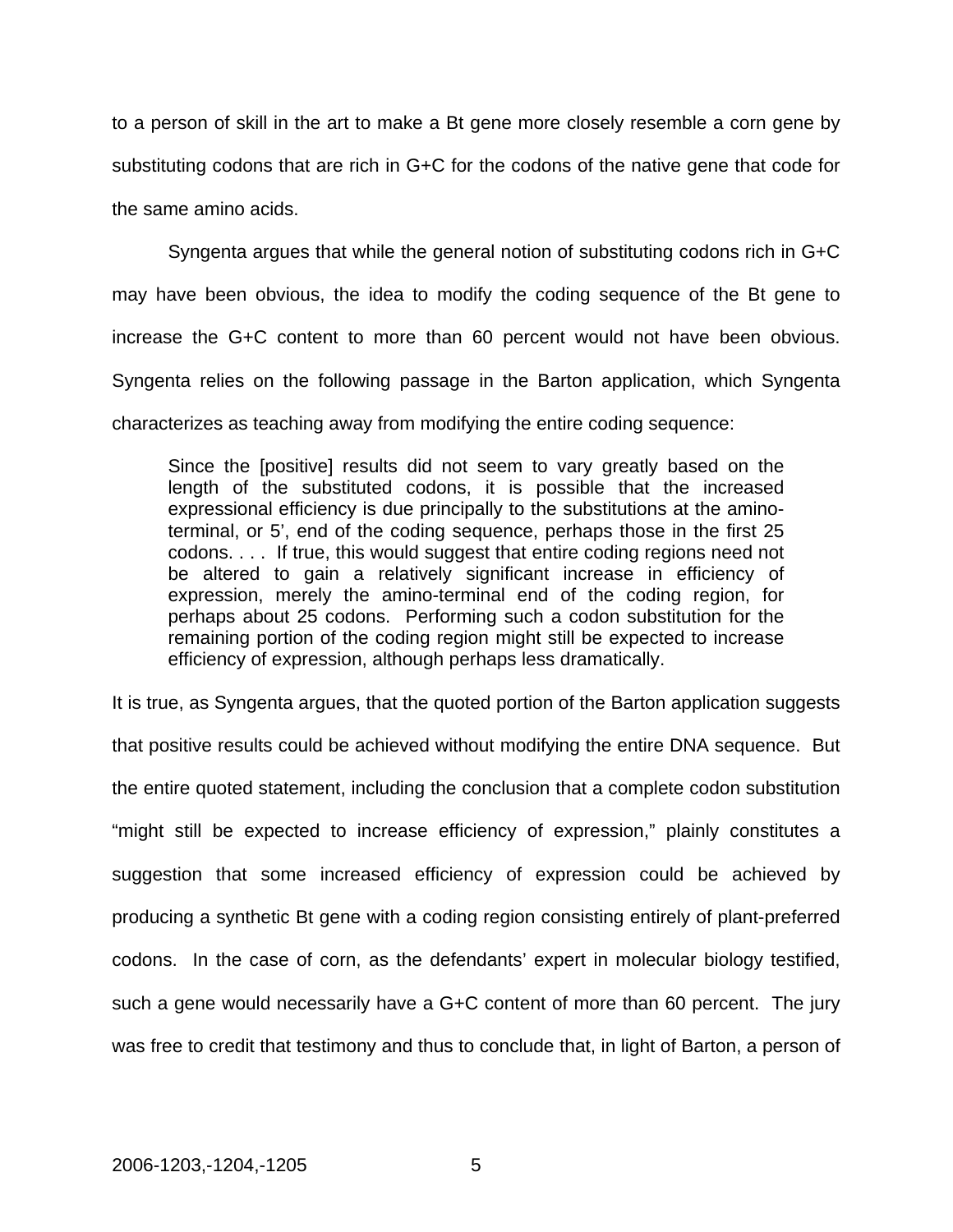to a person of skill in the art to make a Bt gene more closely resemble a corn gene by substituting codons that are rich in G+C for the codons of the native gene that code for the same amino acids.

Syngenta argues that while the general notion of substituting codons rich in G+C may have been obvious, the idea to modify the coding sequence of the Bt gene to increase the G+C content to more than 60 percent would not have been obvious. Syngenta relies on the following passage in the Barton application, which Syngenta characterizes as teaching away from modifying the entire coding sequence:

> Since the [positive] results did not seem to vary greatly based on the length of the substituted codons, it is possible that the increased expressional efficiency is due principally to the substitutions at the amino-terminal, or 5', end of the coding sequence, perhaps those in the first 25 codons. . . . If true, this would suggest that entire coding regions need not be altered to gain a relatively significant increase in efficiency of expression, merely the amino-terminal end of the coding region, for perhaps about 25 codons. Performing such a codon substitution for the remaining portion of the coding region might still be expected to increase efficiency of expression, although perhaps less dramatically.

It is true, as Syngenta argues, that the quoted portion of the Barton application suggests that positive results could be achieved without modifying the entire DNA sequence. But the entire quoted statement, including the conclusion that a complete codon substitution "might still be expected to increase efficiency of expression," plainly constitutes a suggestion that some increased efficiency of expression could be achieved by producing a synthetic Bt gene with a coding region consisting entirely of plant-preferred codons. In the case of corn, as the defendants' expert in molecular biology testified, such a gene would necessarily have a G+C content of more than 60 percent. The jury was free to credit that testimony and thus to conclude that, in light of Barton, a person of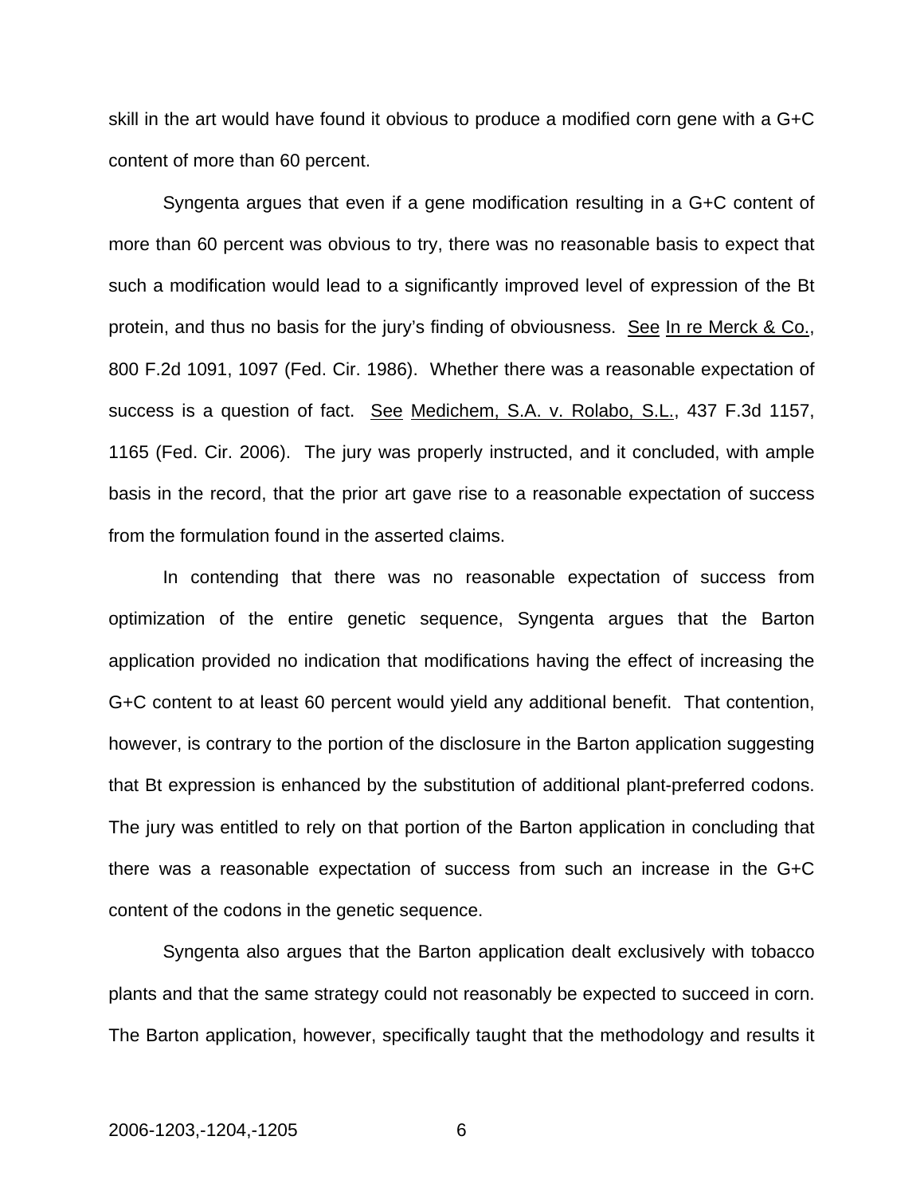skill in the art would have found it obvious to produce a modified corn gene with a G+C content of more than 60 percent.

Syngenta argues that even if a gene modification resulting in a G+C content of more than 60 percent was obvious to try, there was no reasonable basis to expect that such a modification would lead to a significantly improved level of expression of the Bt protein, and thus no basis for the jury's finding of obviousness. See In re Merck & Co., 800 F.2d 1091, 1097 (Fed. Cir. 1986). Whether there was a reasonable expectation of success is a question of fact. See Medichem, S.A. v. Rolabo, S.L., 437 F.3d 1157, 1165 (Fed. Cir. 2006). The jury was properly instructed, and it concluded, with ample basis in the record, that the prior art gave rise to a reasonable expectation of success from the formulation found in the asserted claims.

In contending that there was no reasonable expectation of success from optimization of the entire genetic sequence, Syngenta argues that the Barton application provided no indication that modifications having the effect of increasing the G+C content to at least 60 percent would yield any additional benefit. That contention, however, is contrary to the portion of the disclosure in the Barton application suggesting that Bt expression is enhanced by the substitution of additional plant-preferred codons. The jury was entitled to rely on that portion of the Barton application in concluding that there was a reasonable expectation of success from such an increase in the G+C content of the codons in the genetic sequence.

Syngenta also argues that the Barton application dealt exclusively with tobacco plants and that the same strategy could not reasonably be expected to succeed in corn. The Barton application, however, specifically taught that the methodology and results it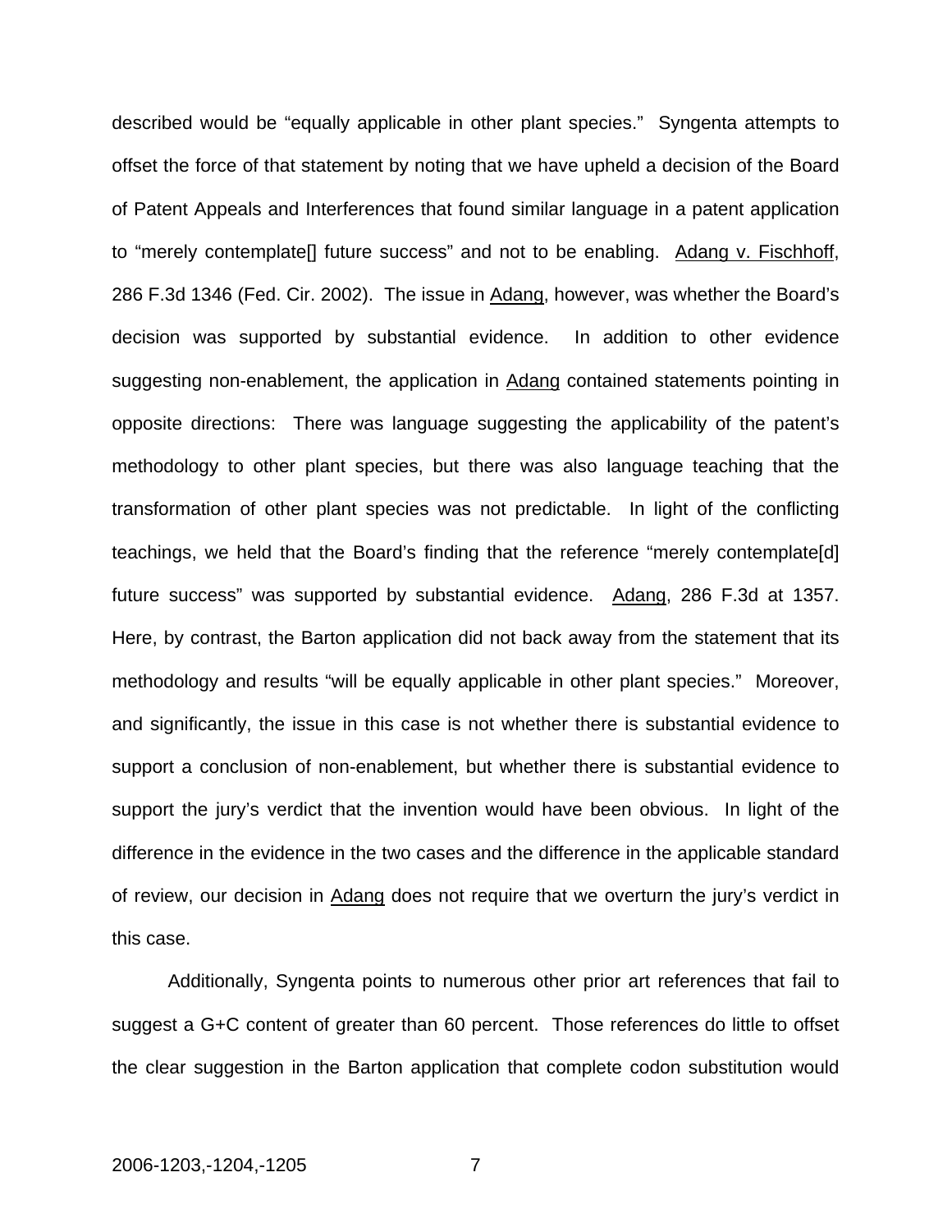described would be "equally applicable in other plant species." Syngenta attempts to offset the force of that statement by noting that we have upheld a decision of the Board of Patent Appeals and Interferences that found similar language in a patent application to "merely contemplate[] future success" and not to be enabling. Adang v. Fischhoff, 286 F.3d 1346 (Fed. Cir. 2002). The issue in Adang, however, was whether the Board's decision was supported by substantial evidence. In addition to other evidence suggesting non-enablement, the application in Adang contained statements pointing in opposite directions: There was language suggesting the applicability of the patent's methodology to other plant species, but there was also language teaching that the transformation of other plant species was not predictable. In light of the conflicting teachings, we held that the Board's finding that the reference "merely contemplate[d] future success" was supported by substantial evidence. Adang, 286 F.3d at 1357. Here, by contrast, the Barton application did not back away from the statement that its methodology and results "will be equally applicable in other plant species." Moreover, and significantly, the issue in this case is not whether there is substantial evidence to support a conclusion of non-enablement, but whether there is substantial evidence to support the jury's verdict that the invention would have been obvious. In light of the difference in the evidence in the two cases and the difference in the applicable standard of review, our decision in Adang does not require that we overturn the jury's verdict in this case.

Additionally, Syngenta points to numerous other prior art references that fail to suggest a G+C content of greater than 60 percent. Those references do little to offset the clear suggestion in the Barton application that complete codon substitution would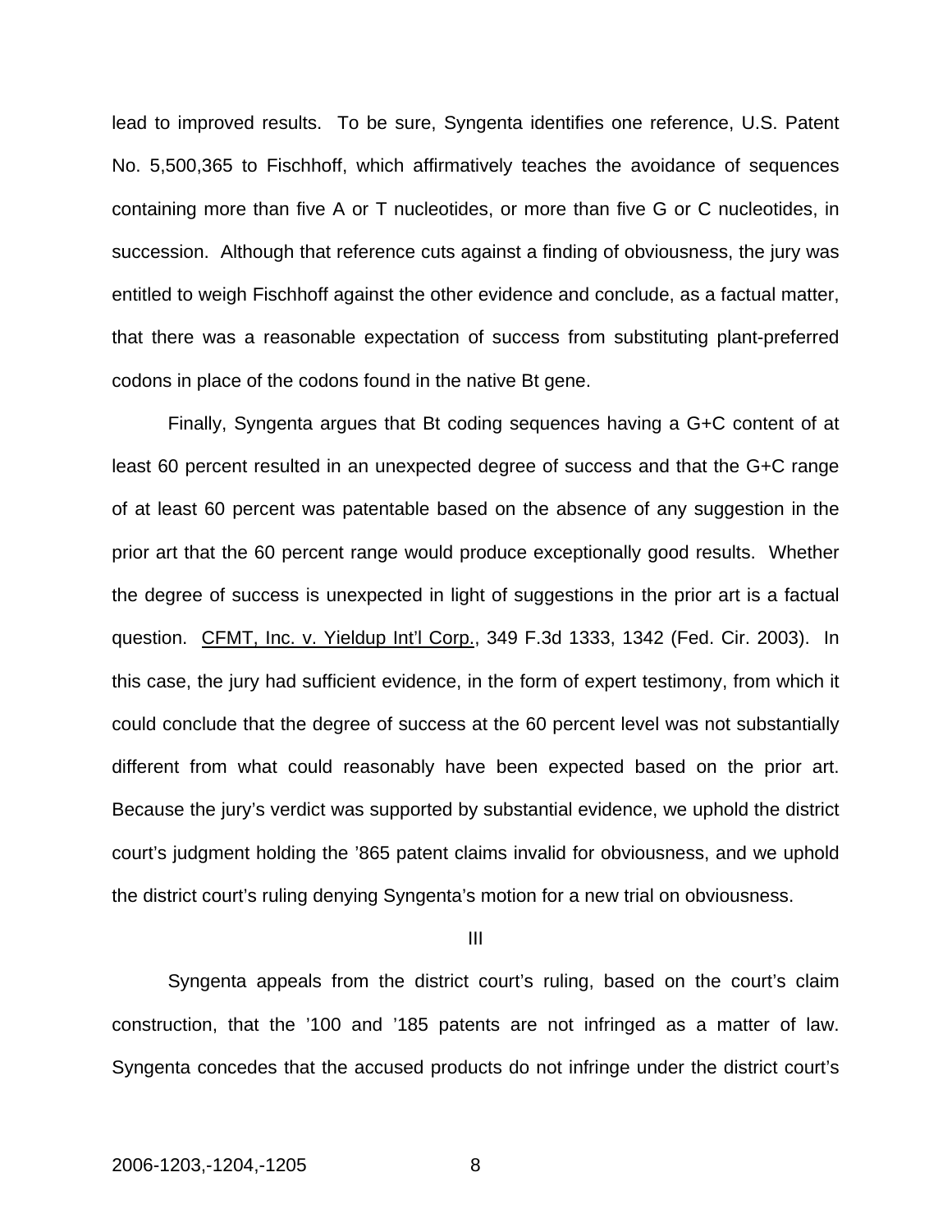lead to improved results. To be sure, Syngenta identifies one reference, U.S. Patent No. 5,500,365 to Fischhoff, which affirmatively teaches the avoidance of sequences containing more than five A or T nucleotides, or more than five G or C nucleotides, in succession. Although that reference cuts against a finding of obviousness, the jury was entitled to weigh Fischhoff against the other evidence and conclude, as a factual matter, that there was a reasonable expectation of success from substituting plant-preferred codons in place of the codons found in the native Bt gene.

Finally, Syngenta argues that Bt coding sequences having a G+C content of at least 60 percent resulted in an unexpected degree of success and that the G+C range of at least 60 percent was patentable based on the absence of any suggestion in the prior art that the 60 percent range would produce exceptionally good results. Whether the degree of success is unexpected in light of suggestions in the prior art is a factual question. CFMT, Inc. v. Yieldup Int'l Corp., 349 F.3d 1333, 1342 (Fed. Cir. 2003). In this case, the jury had sufficient evidence, in the form of expert testimony, from which it could conclude that the degree of success at the 60 percent level was not substantially different from what could reasonably have been expected based on the prior art. Because the jury's verdict was supported by substantial evidence, we uphold the district court's judgment holding the '865 patent claims invalid for obviousness, and we uphold the district court's ruling denying Syngenta's motion for a new trial on obviousness.

III

Syngenta appeals from the district court's ruling, based on the court's claim construction, that the '100 and '185 patents are not infringed as a matter of law. Syngenta concedes that the accused products do not infringe under the district court's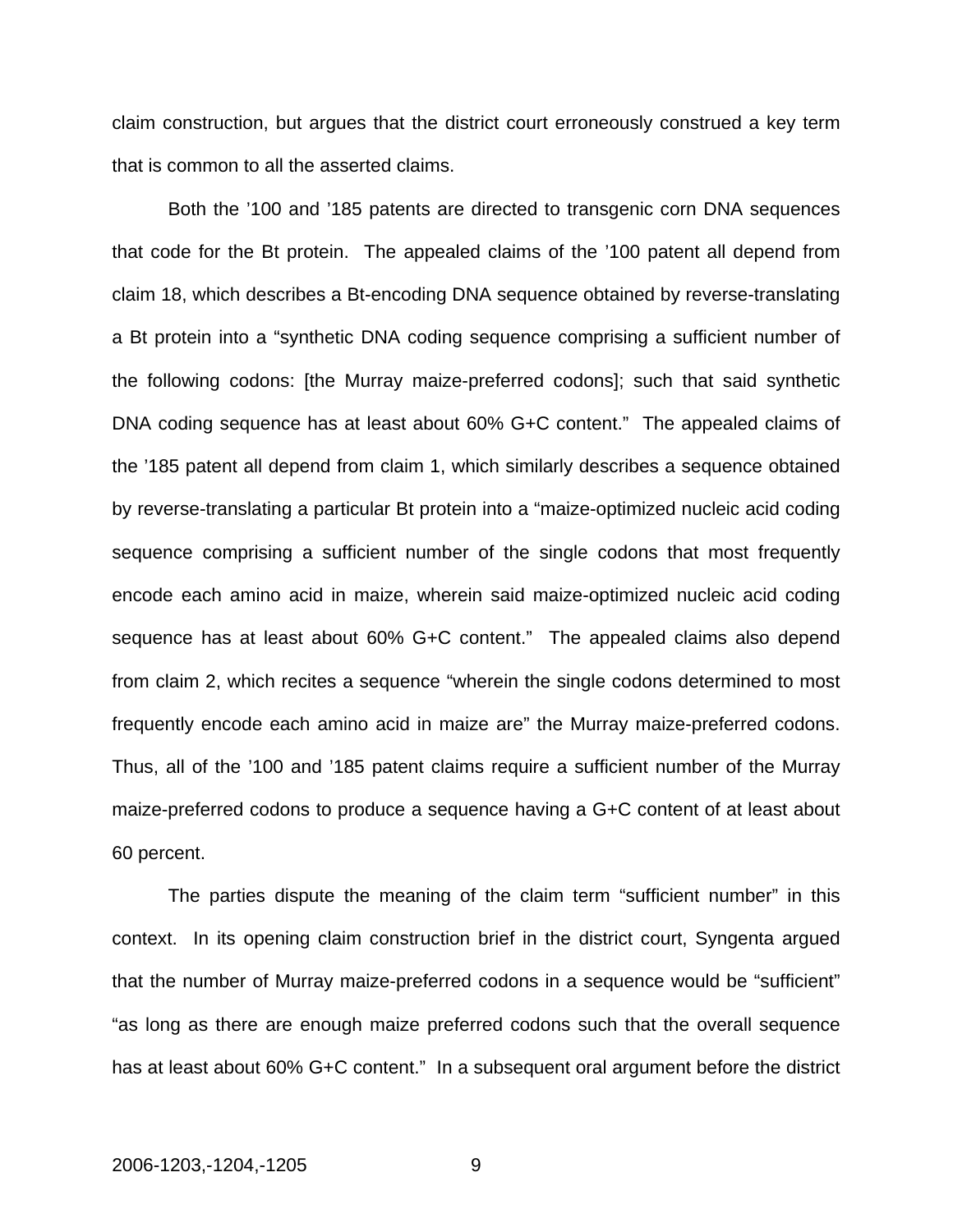claim construction, but argues that the district court erroneously construed a key term that is common to all the asserted claims.

Both the ’100 and ’185 patents are directed to transgenic corn DNA sequences that code for the Bt protein. The appealed claims of the ’100 patent all depend from claim 18, which describes a Bt-encoding DNA sequence obtained by reverse-translating a Bt protein into a “synthetic DNA coding sequence comprising a sufficient number of the following codons: [the Murray maize-preferred codons]; such that said synthetic DNA coding sequence has at least about 60% G+C content.” The appealed claims of the ’185 patent all depend from claim 1, which similarly describes a sequence obtained by reverse-translating a particular Bt protein into a “maize-optimized nucleic acid coding sequence comprising a sufficient number of the single codons that most frequently encode each amino acid in maize, wherein said maize-optimized nucleic acid coding sequence has at least about 60% G+C content.” The appealed claims also depend from claim 2, which recites a sequence “wherein the single codons determined to most frequently encode each amino acid in maize are” the Murray maize-preferred codons. Thus, all of the ’100 and ’185 patent claims require a sufficient number of the Murray maize-preferred codons to produce a sequence having a G+C content of at least about 60 percent.

The parties dispute the meaning of the claim term “sufficient number” in this context. In its opening claim construction brief in the district court, Syngenta argued that the number of Murray maize-preferred codons in a sequence would be “sufficient” “as long as there are enough maize preferred codons such that the overall sequence has at least about 60% G+C content.” In a subsequent oral argument before the district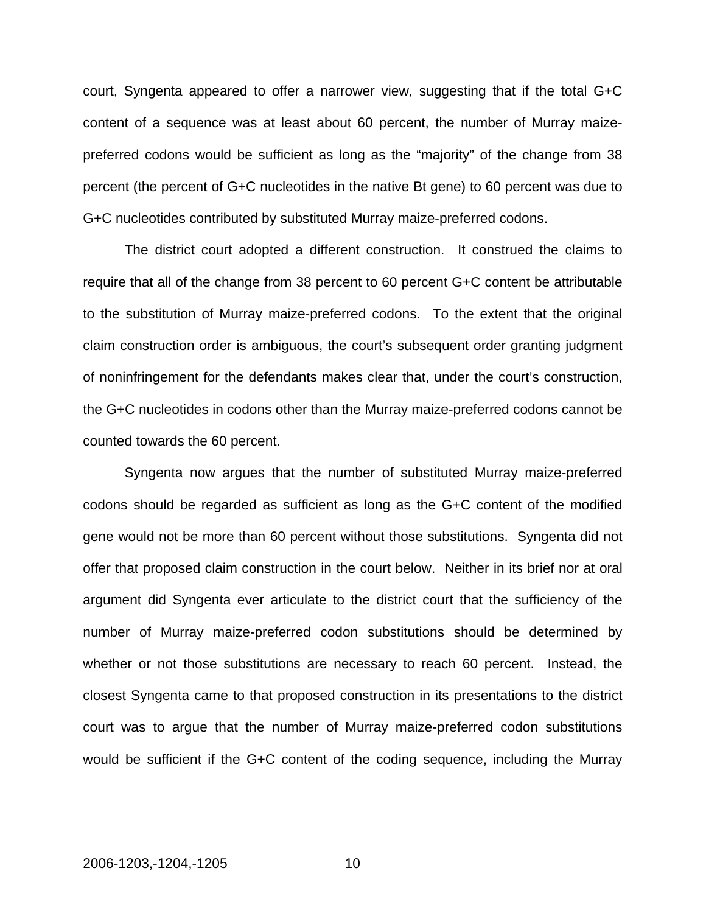court, Syngenta appeared to offer a narrower view, suggesting that if the total G+C content of a sequence was at least about 60 percent, the number of Murray maize-preferred codons would be sufficient as long as the "majority" of the change from 38 percent (the percent of G+C nucleotides in the native Bt gene) to 60 percent was due to G+C nucleotides contributed by substituted Murray maize-preferred codons.

The district court adopted a different construction. It construed the claims to require that all of the change from 38 percent to 60 percent G+C content be attributable to the substitution of Murray maize-preferred codons. To the extent that the original claim construction order is ambiguous, the court's subsequent order granting judgment of noninfringement for the defendants makes clear that, under the court's construction, the G+C nucleotides in codons other than the Murray maize-preferred codons cannot be counted towards the 60 percent.

Syngenta now argues that the number of substituted Murray maize-preferred codons should be regarded as sufficient as long as the G+C content of the modified gene would not be more than 60 percent without those substitutions. Syngenta did not offer that proposed claim construction in the court below. Neither in its brief nor at oral argument did Syngenta ever articulate to the district court that the sufficiency of the number of Murray maize-preferred codon substitutions should be determined by whether or not those substitutions are necessary to reach 60 percent. Instead, the closest Syngenta came to that proposed construction in its presentations to the district court was to argue that the number of Murray maize-preferred codon substitutions would be sufficient if the G+C content of the coding sequence, including the Murray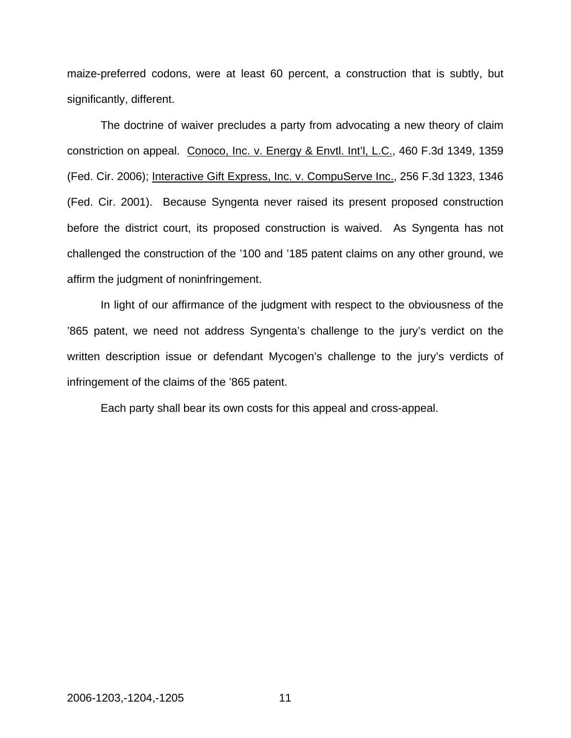maize-preferred codons, were at least 60 percent, a construction that is subtly, but significantly, different.

The doctrine of waiver precludes a party from advocating a new theory of claim constriction on appeal. Conoco, Inc. v. Energy & Envtl. Int'l, L.C., 460 F.3d 1349, 1359 (Fed. Cir. 2006); Interactive Gift Express, Inc. v. CompuServe Inc., 256 F.3d 1323, 1346 (Fed. Cir. 2001). Because Syngenta never raised its present proposed construction before the district court, its proposed construction is waived. As Syngenta has not challenged the construction of the '100 and '185 patent claims on any other ground, we affirm the judgment of noninfringement.

In light of our affirmance of the judgment with respect to the obviousness of the '865 patent, we need not address Syngenta's challenge to the jury's verdict on the written description issue or defendant Mycogen's challenge to the jury's verdicts of infringement of the claims of the '865 patent.

Each party shall bear its own costs for this appeal and cross-appeal.